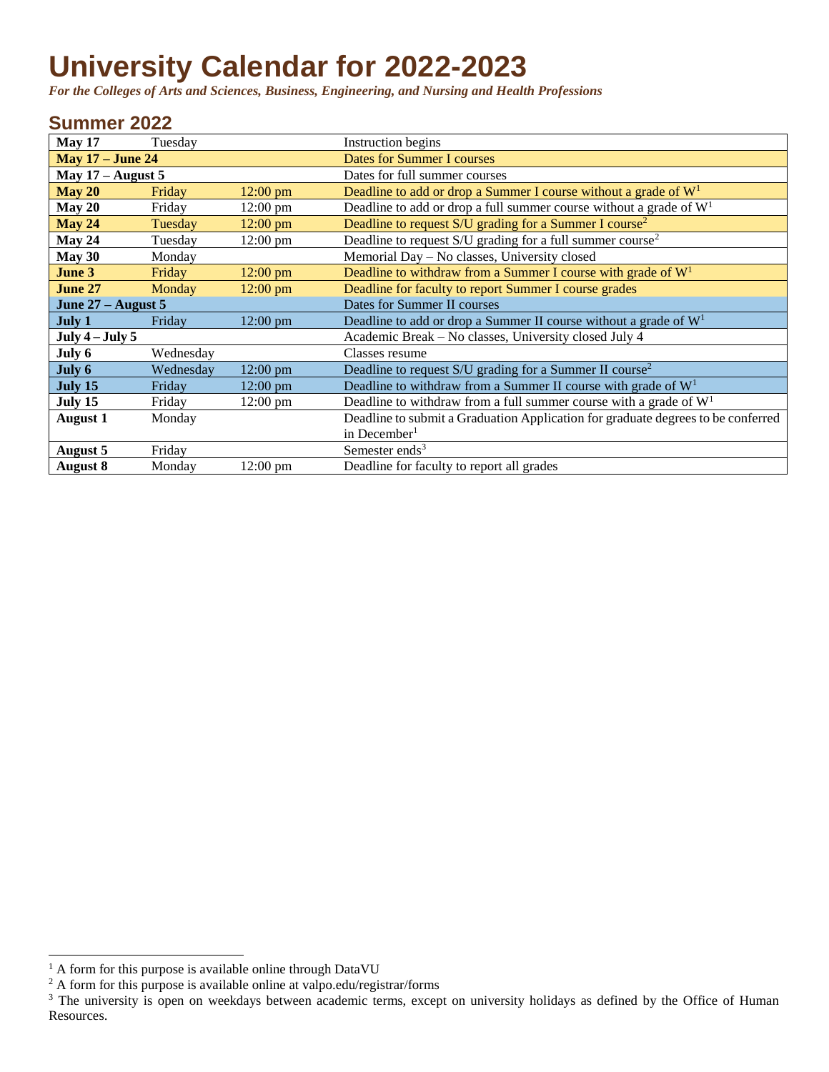# University Calendar for 2022-2023

***For the Colleges of Arts and Sciences, Business, Engineering, and Nursing and Health Professions***

## Summer 2022

| Date | Day | Time | Event |
|---|---|---|---|
| **May 17** | Tuesday | | Instruction begins |
| **May 17 – June 24** | | | Dates for Summer I courses |
| **May 17 – August 5** | | | Dates for full summer courses |
| **May 20** | Friday | 12:00 pm | Deadline to add or drop a Summer I course without a grade of W[1] |
| **May 20** | Friday | 12:00 pm | Deadline to add or drop a full summer course without a grade of W[1] |
| **May 24** | Tuesday | 12:00 pm | Deadline to request S/U grading for a Summer I course[2] |
| **May 24** | Tuesday | 12:00 pm | Deadline to request S/U grading for a full summer course[2] |
| **May 30** | Monday | | Memorial Day – No classes, University closed |
| **June 3** | Friday | 12:00 pm | Deadline to withdraw from a Summer I course with grade of W[1] |
| **June 27** | Monday | 12:00 pm | Deadline for faculty to report Summer I course grades |
| **June 27 – August 5** | | | Dates for Summer II courses |
| **July 1** | Friday | 12:00 pm | Deadline to add or drop a Summer II course without a grade of W[1] |
| **July 4 – July 5** | | | Academic Break – No classes, University closed July 4 |
| **July 6** | Wednesday | | Classes resume |
| **July 6** | Wednesday | 12:00 pm | Deadline to request S/U grading for a Summer II course[2] |
| **July 15** | Friday | 12:00 pm | Deadline to withdraw from a Summer II course with grade of W[1] |
| **July 15** | Friday | 12:00 pm | Deadline to withdraw from a full summer course with a grade of W[1] |
| **August 1** | Monday | | Deadline to submit a Graduation Application for graduate degrees to be conferred in December[1] |
| **August 5** | Friday | | Semester ends[3] |
| **August 8** | Monday | 12:00 pm | Deadline for faculty to report all grades |

[1] A form for this purpose is available online through DataVU

[2] A form for this purpose is available online at valpo.edu/registrar/forms

[3] The university is open on weekdays between academic terms, except on university holidays as defined by the Office of Human Resources.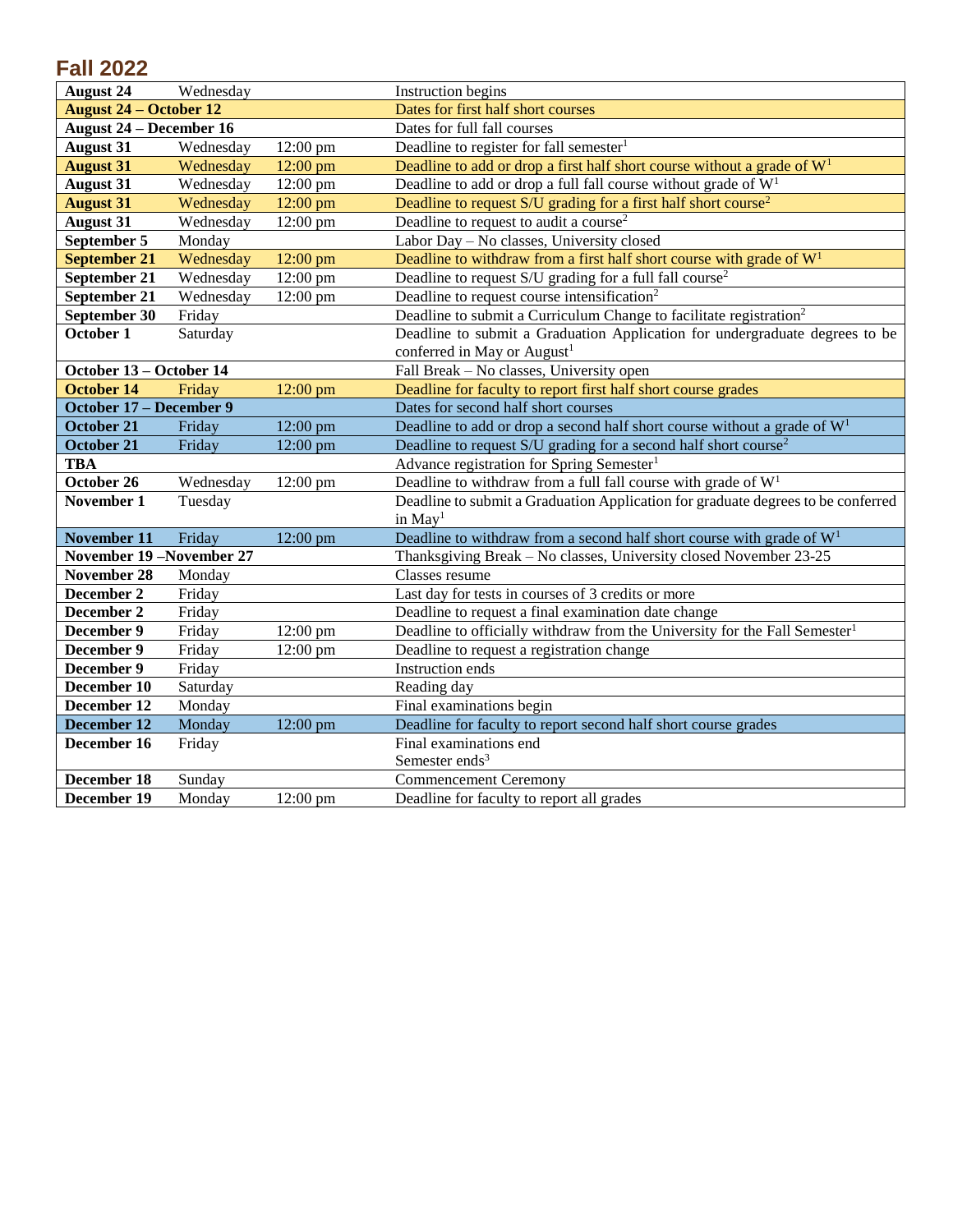## Fall 2022

| Date | Day | Time | Event |
|---|---|---|---|
| **August 24** | Wednesday | | Instruction begins |
| **August 24 – October 12** | | | Dates for first half short courses |
| **August 24 – December 16** | | | Dates for full fall courses |
| **August 31** | Wednesday | 12:00 pm | Deadline to register for fall semester[1] |
| **August 31** | Wednesday | 12:00 pm | Deadline to add or drop a first half short course without a grade of W[1] |
| **August 31** | Wednesday | 12:00 pm | Deadline to add or drop a full fall course without grade of W[1] |
| **August 31** | Wednesday | 12:00 pm | Deadline to request S/U grading for a first half short course[2] |
| **August 31** | Wednesday | 12:00 pm | Deadline to request to audit a course[2] |
| **September 5** | Monday | | Labor Day – No classes, University closed |
| **September 21** | Wednesday | 12:00 pm | Deadline to withdraw from a first half short course with grade of W[1] |
| **September 21** | Wednesday | 12:00 pm | Deadline to request S/U grading for a full fall course[2] |
| **September 21** | Wednesday | 12:00 pm | Deadline to request course intensification[2] |
| **September 30** | Friday | | Deadline to submit a Curriculum Change to facilitate registration[2] |
| **October 1** | Saturday | | Deadline to submit a Graduation Application for undergraduate degrees to be conferred in May or August[1] |
| **October 13 – October 14** | | | Fall Break – No classes, University open |
| **October 14** | Friday | 12:00 pm | Deadline for faculty to report first half short course grades |
| **October 17 – December 9** | | | Dates for second half short courses |
| **October 21** | Friday | 12:00 pm | Deadline to add or drop a second half short course without a grade of W[1] |
| **October 21** | Friday | 12:00 pm | Deadline to request S/U grading for a second half short course[2] |
| **TBA** | | | Advance registration for Spring Semester[1] |
| **October 26** | Wednesday | 12:00 pm | Deadline to withdraw from a full fall course with grade of W[1] |
| **November 1** | Tuesday | | Deadline to submit a Graduation Application for graduate degrees to be conferred in May[1] |
| **November 11** | Friday | 12:00 pm | Deadline to withdraw from a second half short course with grade of W[1] |
| **November 19 –November 27** | | | Thanksgiving Break – No classes, University closed November 23-25 |
| **November 28** | Monday | | Classes resume |
| **December 2** | Friday | | Last day for tests in courses of 3 credits or more |
| **December 2** | Friday | | Deadline to request a final examination date change |
| **December 9** | Friday | 12:00 pm | Deadline to officially withdraw from the University for the Fall Semester[1] |
| **December 9** | Friday | 12:00 pm | Deadline to request a registration change |
| **December 9** | Friday | | Instruction ends |
| **December 10** | Saturday | | Reading day |
| **December 12** | Monday | | Final examinations begin |
| **December 12** | Monday | 12:00 pm | Deadline for faculty to report second half short course grades |
| **December 16** | Friday | | Final examinations end<br>Semester ends[3] |
| **December 18** | Sunday | | Commencement Ceremony |
| **December 19** | Monday | 12:00 pm | Deadline for faculty to report all grades |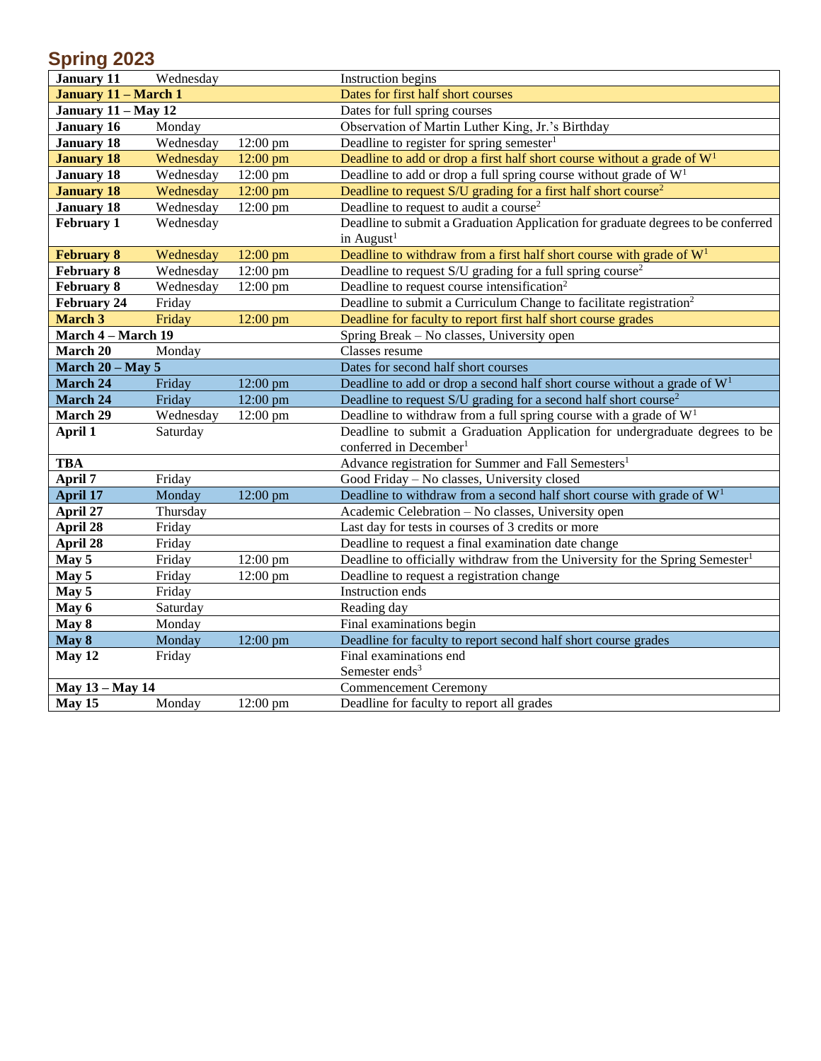## Spring 2023

| | | | |
|---|---|---|---|
| **January 11** | Wednesday | | Instruction begins |
| **January 11 – March 1** | | | Dates for first half short courses |
| **January 11 – May 12** | | | Dates for full spring courses |
| **January 16** | Monday | | Observation of Martin Luther King, Jr.'s Birthday |
| **January 18** | Wednesday | 12:00 pm | Deadline to register for spring semester[1] |
| **January 18** | Wednesday | 12:00 pm | Deadline to add or drop a first half short course without a grade of W[1] |
| **January 18** | Wednesday | 12:00 pm | Deadline to add or drop a full spring course without grade of W[1] |
| **January 18** | Wednesday | 12:00 pm | Deadline to request S/U grading for a first half short course[2] |
| **January 18** | Wednesday | 12:00 pm | Deadline to request to audit a course[2] |
| **February 1** | Wednesday | | Deadline to submit a Graduation Application for graduate degrees to be conferred in August[1] |
| **February 8** | Wednesday | 12:00 pm | Deadline to withdraw from a first half short course with grade of W[1] |
| **February 8** | Wednesday | 12:00 pm | Deadline to request S/U grading for a full spring course[2] |
| **February 8** | Wednesday | 12:00 pm | Deadline to request course intensification[2] |
| **February 24** | Friday | | Deadline to submit a Curriculum Change to facilitate registration[2] |
| **March 3** | Friday | 12:00 pm | Deadline for faculty to report first half short course grades |
| **March 4 – March 19** | | | Spring Break – No classes, University open |
| **March 20** | Monday | | Classes resume |
| **March 20 – May 5** | | | Dates for second half short courses |
| **March 24** | Friday | 12:00 pm | Deadline to add or drop a second half short course without a grade of W[1] |
| **March 24** | Friday | 12:00 pm | Deadline to request S/U grading for a second half short course[2] |
| **March 29** | Wednesday | 12:00 pm | Deadline to withdraw from a full spring course with a grade of W[1] |
| **April 1** | Saturday | | Deadline to submit a Graduation Application for undergraduate degrees to be conferred in December[1] |
| **TBA** | | | Advance registration for Summer and Fall Semesters[1] |
| **April 7** | Friday | | Good Friday – No classes, University closed |
| **April 17** | Monday | 12:00 pm | Deadline to withdraw from a second half short course with grade of W[1] |
| **April 27** | Thursday | | Academic Celebration – No classes, University open |
| **April 28** | Friday | | Last day for tests in courses of 3 credits or more |
| **April 28** | Friday | | Deadline to request a final examination date change |
| **May 5** | Friday | 12:00 pm | Deadline to officially withdraw from the University for the Spring Semester[1] |
| **May 5** | Friday | 12:00 pm | Deadline to request a registration change |
| **May 5** | Friday | | Instruction ends |
| **May 6** | Saturday | | Reading day |
| **May 8** | Monday | | Final examinations begin |
| **May 8** | Monday | 12:00 pm | Deadline for faculty to report second half short course grades |
| **May 12** | Friday | | Final examinations end<br>Semester ends[3] |
| **May 13 – May 14** | | | Commencement Ceremony |
| **May 15** | Monday | 12:00 pm | Deadline for faculty to report all grades |